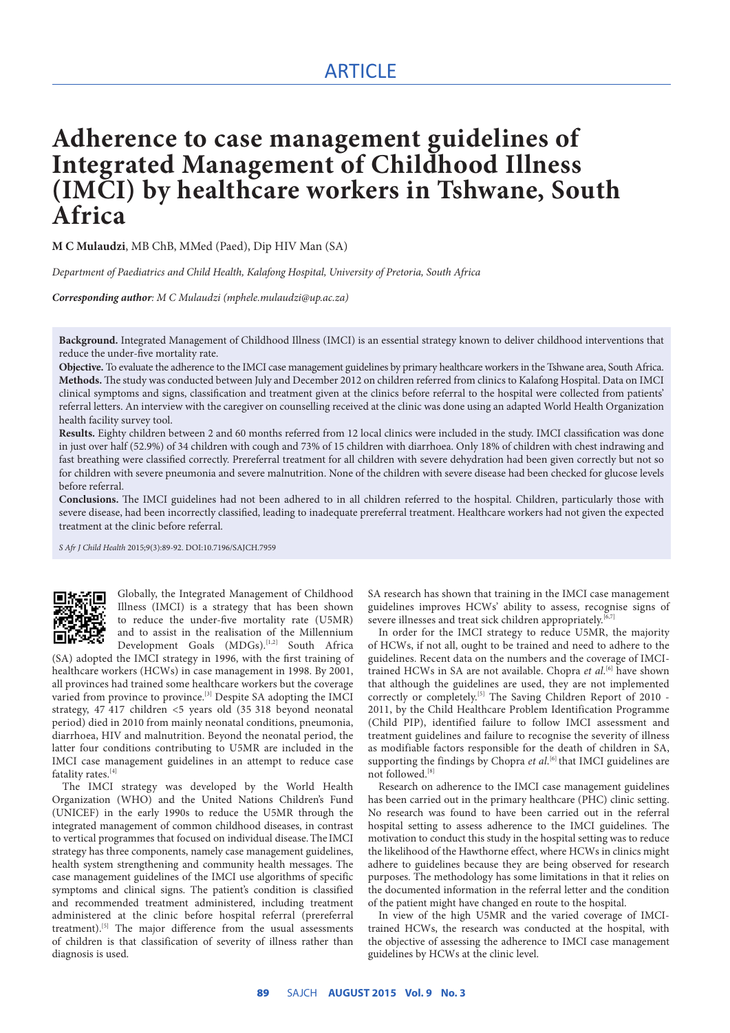ARTICLE

# Adherence to case management guidelines of Integrated Management of Childhood Illness (IMCI) by healthcare workers in Tshwane, South Africa

**M C Mulaudzi**, MB ChB, MMed (Paed), Dip HIV Man (SA)

*Department of Paediatrics and Child Health, Kalafong Hospital, University of Pretoria, South Africa*

***Corresponding author**: M C Mulaudzi (mphele.mulaudzi@up.ac.za)*

**Background.** Integrated Management of Childhood Illness (IMCI) is an essential strategy known to deliver childhood interventions that reduce the under-five mortality rate.

**Objective.** To evaluate the adherence to the IMCI case management guidelines by primary healthcare workers in the Tshwane area, South Africa.

**Methods.** The study was conducted between July and December 2012 on children referred from clinics to Kalafong Hospital. Data on IMCI clinical symptoms and signs, classification and treatment given at the clinics before referral to the hospital were collected from patients' referral letters. An interview with the caregiver on counselling received at the clinic was done using an adapted World Health Organization health facility survey tool.

**Results.** Eighty children between 2 and 60 months referred from 12 local clinics were included in the study. IMCI classification was done in just over half (52.9%) of 34 children with cough and 73% of 15 children with diarrhoea. Only 18% of children with chest indrawing and fast breathing were classified correctly. Prereferral treatment for all children with severe dehydration had been given correctly but not so for children with severe pneumonia and severe malnutrition. None of the children with severe disease had been checked for glucose levels before referral.

**Conclusions.** The IMCI guidelines had not been adhered to in all children referred to the hospital. Children, particularly those with severe disease, had been incorrectly classified, leading to inadequate prereferral treatment. Healthcare workers had not given the expected treatment at the clinic before referral.

*S Afr J Child Health* 2015;9(3):89-92. DOI:10.7196/SAJCH.7959

Globally, the Integrated Management of Childhood Illness (IMCI) is a strategy that has been shown to reduce the under-five mortality rate (U5MR) and to assist in the realisation of the Millennium Development Goals (MDGs).[1,2] South Africa (SA) adopted the IMCI strategy in 1996, with the first training of healthcare workers (HCWs) in case management in 1998. By 2001, all provinces had trained some healthcare workers but the coverage varied from province to province.[3] Despite SA adopting the IMCI strategy, 47 417 children <5 years old (35 318 beyond neonatal period) died in 2010 from mainly neonatal conditions, pneumonia, diarrhoea, HIV and malnutrition. Beyond the neonatal period, the latter four conditions contributing to U5MR are included in the IMCI case management guidelines in an attempt to reduce case fatality rates.[4]

The IMCI strategy was developed by the World Health Organization (WHO) and the United Nations Children's Fund (UNICEF) in the early 1990s to reduce the U5MR through the integrated management of common childhood diseases, in contrast to vertical programmes that focused on individual disease. The IMCI strategy has three components, namely case management guidelines, health system strengthening and community health messages. The case management guidelines of the IMCI use algorithms of specific symptoms and clinical signs. The patient's condition is classified and recommended treatment administered, including treatment administered at the clinic before hospital referral (prereferral treatment).[5] The major difference from the usual assessments of children is that classification of severity of illness rather than diagnosis is used.

SA research has shown that training in the IMCI case management guidelines improves HCWs' ability to assess, recognise signs of severe illnesses and treat sick children appropriately.[6,7]

In order for the IMCI strategy to reduce U5MR, the majority of HCWs, if not all, ought to be trained and need to adhere to the guidelines. Recent data on the numbers and the coverage of IMCI-trained HCWs in SA are not available. Chopra *et al.*[6] have shown that although the guidelines are used, they are not implemented correctly or completely.[5] The Saving Children Report of 2010 - 2011, by the Child Healthcare Problem Identification Programme (Child PIP), identified failure to follow IMCI assessment and treatment guidelines and failure to recognise the severity of illness as modifiable factors responsible for the death of children in SA, supporting the findings by Chopra *et al.*[6] that IMCI guidelines are not followed.[8]

Research on adherence to the IMCI case management guidelines has been carried out in the primary healthcare (PHC) clinic setting. No research was found to have been carried out in the referral hospital setting to assess adherence to the IMCI guidelines. The motivation to conduct this study in the hospital setting was to reduce the likelihood of the Hawthorne effect, where HCWs in clinics might adhere to guidelines because they are being observed for research purposes. The methodology has some limitations in that it relies on the documented information in the referral letter and the condition of the patient might have changed en route to the hospital.

In view of the high U5MR and the varied coverage of IMCI-trained HCWs, the research was conducted at the hospital, with the objective of assessing the adherence to IMCI case management guidelines by HCWs at the clinic level.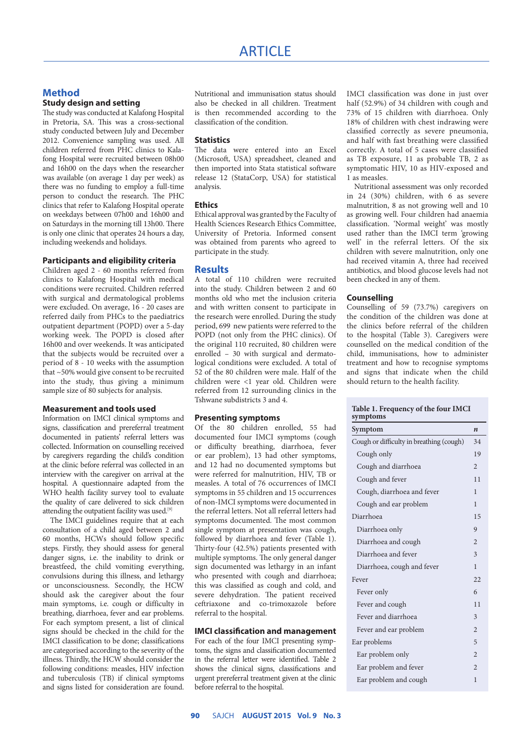## Method

### Study design and setting

The study was conducted at Kalafong Hospital in Pretoria, SA. This was a cross-sectional study conducted between July and December 2012. Convenience sampling was used. All children referred from PHC clinics to Kalafong Hospital were recruited between 08h00 and 16h00 on the days when the researcher was available (on average 1 day per week) as there was no funding to employ a full-time person to conduct the research. The PHC clinics that refer to Kalafong Hospital operate on weekdays between 07h00 and 16h00 and on Saturdays in the morning till 13h00. There is only one clinic that operates 24 hours a day, including weekends and holidays.

### Participants and eligibility criteria

Children aged 2 - 60 months referred from clinics to Kalafong Hospital with medical conditions were recruited. Children referred with surgical and dermatological problems were excluded. On average, 16 - 20 cases are referred daily from PHCs to the paediatrics outpatient department (POPD) over a 5-day working week. The POPD is closed after 16h00 and over weekends. It was anticipated that the subjects would be recruited over a period of 8 - 10 weeks with the assumption that ~50% would give consent to be recruited into the study, thus giving a minimum sample size of 80 subjects for analysis.

### Measurement and tools used

Information on IMCI clinical symptoms and signs, classification and prereferral treatment documented in patients' referral letters was collected. Information on counselling received by caregivers regarding the child's condition at the clinic before referral was collected in an interview with the caregiver on arrival at the hospital. A questionnaire adapted from the WHO health facility survey tool to evaluate the quality of care delivered to sick children attending the outpatient facility was used.[9]

The IMCI guidelines require that at each consultation of a child aged between 2 and 60 months, HCWs should follow specific steps. Firstly, they should assess for general danger signs, i.e. the inability to drink or breastfeed, the child vomiting everything, convulsions during this illness, and lethargy or unconsciousness. Secondly, the HCW should ask the caregiver about the four main symptoms, i.e. cough or difficulty in breathing, diarrhoea, fever and ear problems. For each symptom present, a list of clinical signs should be checked in the child for the IMCI classification to be done; classifications are categorised according to the severity of the illness. Thirdly, the HCW should consider the following conditions: measles, HIV infection and tuberculosis (TB) if clinical symptoms and signs listed for consideration are found. Nutritional and immunisation status should also be checked in all children. Treatment is then recommended according to the classification of the condition.

### Statistics

The data were entered into an Excel (Microsoft, USA) spreadsheet, cleaned and then imported into Stata statistical software release 12 (StataCorp, USA) for statistical analysis.

### Ethics

Ethical approval was granted by the Faculty of Health Sciences Research Ethics Committee, University of Pretoria. Informed consent was obtained from parents who agreed to participate in the study.

## Results

A total of 110 children were recruited into the study. Children between 2 and 60 months old who met the inclusion criteria and with written consent to participate in the research were enrolled. During the study period, 699 new patients were referred to the POPD (not only from the PHC clinics). Of the original 110 recruited, 80 children were enrolled – 30 with surgical and dermatological conditions were excluded. A total of 52 of the 80 children were male. Half of the children were <1 year old. Children were referred from 12 surrounding clinics in the Tshwane subdistricts 3 and 4.

### Presenting symptoms

Of the 80 children enrolled, 55 had documented four IMCI symptoms (cough or difficulty breathing, diarrhoea, fever or ear problem), 13 had other symptoms, and 12 had no documented symptoms but were referred for malnutrition, HIV, TB or measles. A total of 76 occurrences of IMCI symptoms in 55 children and 15 occurrences of non-IMCI symptoms were documented in the referral letters. Not all referral letters had symptoms documented. The most common single symptom at presentation was cough, followed by diarrhoea and fever (Table 1). Thirty-four (42.5%) patients presented with multiple symptoms. The only general danger sign documented was lethargy in an infant who presented with cough and diarrhoea; this was classified as cough and cold, and severe dehydration. The patient received ceftriaxone and co-trimoxazole before referral to the hospital.

### IMCI classification and management

For each of the four IMCI presenting symptoms, the signs and classification documented in the referral letter were identified. Table 2 shows the clinical signs, classifications and urgent prereferral treatment given at the clinic before referral to the hospital.

IMCI classification was done in just over half (52.9%) of 34 children with cough and 73% of 15 children with diarrhoea. Only 18% of children with chest indrawing were classified correctly as severe pneumonia, and half with fast breathing were classified correctly. A total of 5 cases were classified as TB exposure, 11 as probable TB, 2 as symptomatic HIV, 10 as HIV-exposed and 1 as measles.

Nutritional assessment was only recorded in 24 (30%) children, with 6 as severe malnutrition, 8 as not growing well and 10 as growing well. Four children had anaemia classification. 'Normal weight' was mostly used rather than the IMCI term 'growing well' in the referral letters. Of the six children with severe malnutrition, only one had received vitamin A, three had received antibiotics, and blood glucose levels had not been checked in any of them.

### Counselling

Counselling of 59 (73.7%) caregivers on the condition of the children was done at the clinics before referral of the children to the hospital (Table 3). Caregivers were counselled on the medical condition of the child, immunisations, how to administer treatment and how to recognise symptoms and signs that indicate when the child should return to the health facility.

**Table 1. Frequency of the four IMCI symptoms**

| Symptom | *n* |
|---|---|
| Cough or difficulty in breathing (cough) | 34 |
| Cough only | 19 |
| Cough and diarrhoea | 2 |
| Cough and fever | 11 |
| Cough, diarrhoea and fever | 1 |
| Cough and ear problem | 1 |
| Diarrhoea | 15 |
| Diarrhoea only | 9 |
| Diarrhoea and cough | 2 |
| Diarrhoea and fever | 3 |
| Diarrhoea, cough and fever | 1 |
| Fever | 22 |
| Fever only | 6 |
| Fever and cough | 11 |
| Fever and diarrhoea | 3 |
| Fever and ear problem | 2 |
| Ear problems | 5 |
| Ear problem only | 2 |
| Ear problem and fever | 2 |
| Ear problem and cough | 1 |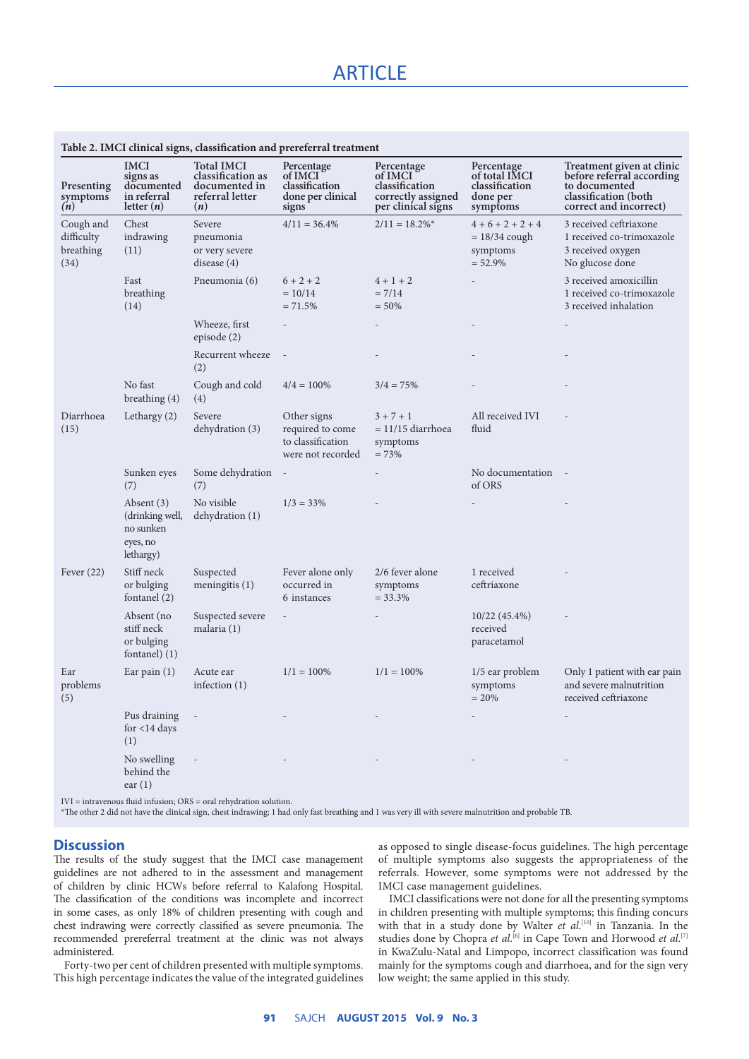**Table 2. IMCI clinical signs, classification and prereferral treatment**

| Presenting symptoms (*n*) | IMCI signs as documented in referral letter (*n*) | Total IMCI classification as documented in referral letter (*n*) | Percentage of IMCI classification done per clinical signs | Percentage of IMCI classification correctly assigned per clinical signs | Percentage of total IMCI classification done per symptoms | Treatment given at clinic before referral according to documented classification (both correct and incorrect) |
|---|---|---|---|---|---|---|
| Cough and difficulty breathing (34) | Chest indrawing (11) | Severe pneumonia or very severe disease (4) | 4/11 = 36.4% | 2/11 = 18.2%* | 4 + 6 + 2 + 2 + 4 = 18/34 cough symptoms = 52.9% | 3 received ceftriaxone<br>1 received co-trimoxazole<br>3 received oxygen<br>No glucose done |
| | Fast breathing (14) | Pneumonia (6) | 6 + 2 + 2 = 10/14 = 71.5% | 4 + 1 + 2 = 7/14 = 50% | - | 3 received amoxicillin<br>1 received co-trimoxazole<br>3 received inhalation |
| | | Wheeze, first episode (2) | - | - | - | - |
| | | Recurrent wheeze (2) | - | - | - | - |
| | No fast breathing (4) | Cough and cold (4) | 4/4 = 100% | 3/4 = 75% | - | - |
| Diarrhoea (15) | Lethargy (2) | Severe dehydration (3) | Other signs required to come to classification were not recorded | 3 + 7 + 1 = 11/15 diarrhoea symptoms = 73% | All received IVI fluid | - |
| | Sunken eyes (7) | Some dehydration (7) | - | - | No documentation of ORS | - |
| | Absent (3) (drinking well, no sunken eyes, no lethargy) | No visible dehydration (1) | 1/3 = 33% | - | - | - |
| Fever (22) | Stiff neck or bulging fontanel (2) | Suspected meningitis (1) | Fever alone only occurred in 6 instances | 2/6 fever alone symptoms = 33.3% | 1 received ceftriaxone | - |
| | Absent (no stiff neck or bulging fontanel) (1) | Suspected severe malaria (1) | - | - | 10/22 (45.4%) received paracetamol | - |
| Ear problems (5) | Ear pain (1) | Acute ear infection (1) | 1/1 = 100% | 1/1 = 100% | 1/5 ear problem symptoms = 20% | Only 1 patient with ear pain and severe malnutrition received ceftriaxone |
| | Pus draining for <14 days (1) | - | - | - | - | - |
| | No swelling behind the ear (1) | - | - | - | - | - |

IVI = intravenous fluid infusion; ORS = oral rehydration solution.
*The other 2 did not have the clinical sign, chest indrawing; 1 had only fast breathing and 1 was very ill with severe malnutrition and probable TB.

## Discussion

The results of the study suggest that the IMCI case management guidelines are not adhered to in the assessment and management of children by clinic HCWs before referral to Kalafong Hospital. The classification of the conditions was incomplete and incorrect in some cases, as only 18% of children presenting with cough and chest indrawing were correctly classified as severe pneumonia. The recommended prereferral treatment at the clinic was not always administered.

Forty-two per cent of children presented with multiple symptoms. This high percentage indicates the value of the integrated guidelines as opposed to single disease-focus guidelines. The high percentage of multiple symptoms also suggests the appropriateness of the referrals. However, some symptoms were not addressed by the IMCI case management guidelines.

IMCI classifications were not done for all the presenting symptoms in children presenting with multiple symptoms; this finding concurs with that in a study done by Walter *et al*.[10] in Tanzania. In the studies done by Chopra *et al*.[6] in Cape Town and Horwood *et al*.[7] in KwaZulu-Natal and Limpopo, incorrect classification was found mainly for the symptoms cough and diarrhoea, and for the sign very low weight; the same applied in this study.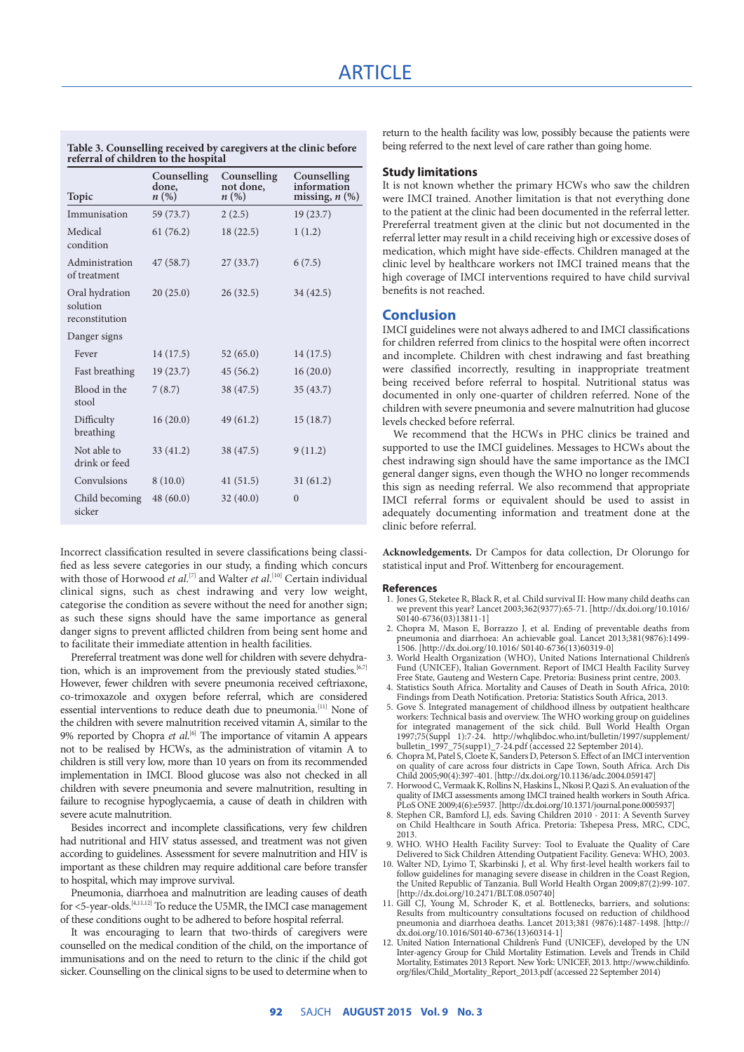**Table 3. Counselling received by caregivers at the clinic before referral of children to the hospital**

| Topic | Counselling done, *n* (%) | Counselling not done, *n* (%) | Counselling information missing, *n* (%) |
|---|---|---|---|
| Immunisation | 59 (73.7) | 2 (2.5) | 19 (23.7) |
| Medical condition | 61 (76.2) | 18 (22.5) | 1 (1.2) |
| Administration of treatment | 47 (58.7) | 27 (33.7) | 6 (7.5) |
| Oral hydration solution reconstitution | 20 (25.0) | 26 (32.5) | 34 (42.5) |
| Danger signs | | | |
| Fever | 14 (17.5) | 52 (65.0) | 14 (17.5) |
| Fast breathing | 19 (23.7) | 45 (56.2) | 16 (20.0) |
| Blood in the stool | 7 (8.7) | 38 (47.5) | 35 (43.7) |
| Difficulty breathing | 16 (20.0) | 49 (61.2) | 15 (18.7) |
| Not able to drink or feed | 33 (41.2) | 38 (47.5) | 9 (11.2) |
| Convulsions | 8 (10.0) | 41 (51.5) | 31 (61.2) |
| Child becoming sicker | 48 (60.0) | 32 (40.0) | 0 |

Incorrect classification resulted in severe classifications being classified as less severe categories in our study, a finding which concurs with those of Horwood *et al.*[7] and Walter *et al.*[10] Certain individual clinical signs, such as chest indrawing and very low weight, categorise the condition as severe without the need for another sign; as such these signs should have the same importance as general danger signs to prevent afflicted children from being sent home and to facilitate their immediate attention in health facilities.

Prereferral treatment was done well for children with severe dehydration, which is an improvement from the previously stated studies.[6,7] However, fewer children with severe pneumonia received ceftriaxone, co-trimoxazole and oxygen before referral, which are considered essential interventions to reduce death due to pneumonia.[11] None of the children with severe malnutrition received vitamin A, similar to the 9% reported by Chopra *et al.*[6] The importance of vitamin A appears not to be realised by HCWs, as the administration of vitamin A to children is still very low, more than 10 years on from its recommended implementation in IMCI. Blood glucose was also not checked in all children with severe pneumonia and severe malnutrition, resulting in failure to recognise hypoglycaemia, a cause of death in children with severe acute malnutrition.

Besides incorrect and incomplete classifications, very few children had nutritional and HIV status assessed, and treatment was not given according to guidelines. Assessment for severe malnutrition and HIV is important as these children may require additional care before transfer to hospital, which may improve survival.

Pneumonia, diarrhoea and malnutrition are leading causes of death for <5-year-olds.[4,11,12] To reduce the U5MR, the IMCI case management of these conditions ought to be adhered to before hospital referral.

It was encouraging to learn that two-thirds of caregivers were counselled on the medical condition of the child, on the importance of immunisations and on the need to return to the clinic if the child got sicker. Counselling on the clinical signs to be used to determine when to return to the health facility was low, possibly because the patients were being referred to the next level of care rather than going home.

## Study limitations

It is not known whether the primary HCWs who saw the children were IMCI trained. Another limitation is that not everything done to the patient at the clinic had been documented in the referral letter. Prereferral treatment given at the clinic but not documented in the referral letter may result in a child receiving high or excessive doses of medication, which might have side-effects. Children managed at the clinic level by healthcare workers not IMCI trained means that the high coverage of IMCI interventions required to have child survival benefits is not reached.

## Conclusion

IMCI guidelines were not always adhered to and IMCI classifications for children referred from clinics to the hospital were often incorrect and incomplete. Children with chest indrawing and fast breathing were classified incorrectly, resulting in inappropriate treatment being received before referral to hospital. Nutritional status was documented in only one-quarter of children referred. None of the children with severe pneumonia and severe malnutrition had glucose levels checked before referral.

We recommend that the HCWs in PHC clinics be trained and supported to use the IMCI guidelines. Messages to HCWs about the chest indrawing sign should have the same importance as the IMCI general danger signs, even though the WHO no longer recommends this sign as needing referral. We also recommend that appropriate IMCI referral forms or equivalent should be used to assist in adequately documenting information and treatment done at the clinic before referral.

**Acknowledgements.** Dr Campos for data collection, Dr Olorungo for statistical input and Prof. Wittenberg for encouragement.

## References

1. Jones G, Steketee R, Black R, et al. Child survival II: How many child deaths can we prevent this year? Lancet 2003;362(9377):65-71. [http://dx.doi.org/10.1016/S0140-6736(03)13811-1]
2. Chopra M, Mason E, Borrazzo J, et al. Ending of preventable deaths from pneumonia and diarrhoea: An achievable goal. Lancet 2013;381(9876):1499-1506. [http://dx.doi.org/10.1016/ S0140-6736(13)60319-0]
3. World Health Organization (WHO), United Nations International Children's Fund (UNICEF), Italian Government. Report of IMCI Health Facility Survey Free State, Gauteng and Western Cape. Pretoria: Business print centre, 2003.
4. Statistics South Africa. Mortality and Causes of Death in South Africa, 2010: Findings from Death Notification. Pretoria: Statistics South Africa, 2013.
5. Gove S. Integrated management of childhood illness by outpatient healthcare workers: Technical basis and overview. The WHO working group on guidelines for integrated management of the sick child. Bull World Health Organ 1997;75(Suppl 1):7-24. http://whqlibdoc.who.int/bulletin/1997/supplement/bulletin_1997_75(supp1)_7-24.pdf (accessed 22 September 2014).
6. Chopra M, Patel S, Cloete K, Sanders D, Peterson S. Effect of an IMCI intervention on quality of care across four districts in Cape Town, South Africa. Arch Dis Child 2005;90(4):397-401. [http://dx.doi.org/10.1136/adc.2004.059147]
7. Horwood C, Vermaak K, Rollins N, Haskins L, Nkosi P, Qazi S. An evaluation of the quality of IMCI assessments among IMCI trained health workers in South Africa. PLoS ONE 2009;4(6):e5937. [http://dx.doi.org/10.1371/journal.pone.0005937]
8. Stephen CR, Bamford LJ, eds. Saving Children 2010 - 2011: A Seventh Survey on Child Healthcare in South Africa. Pretoria: Tshepesa Press, MRC, CDC, 2013.
9. WHO. WHO Health Facility Survey: Tool to Evaluate the Quality of Care Delivered to Sick Children Attending Outpatient Facility. Geneva: WHO, 2003.
10. Walter ND, Lyimo T, Skarbinski J, et al. Why first-level health workers fail to follow guidelines for managing severe disease in children in the Coast Region, the United Republic of Tanzania. Bull World Health Organ 2009;87(2):99-107. [http://dx.doi.org/10.2471/BLT.08.050740]
11. Gill CJ, Young M, Schroder K, et al. Bottlenecks, barriers, and solutions: Results from multicountry consultations focused on reduction of childhood pneumonia and diarrhoea deaths. Lancet 2013;381 (9876):1487-1498. [http://dx.doi.org/10.1016/S0140-6736(13)60314-1]
12. United Nation International Children's Fund (UNICEF), developed by the UN Inter-agency Group for Child Mortality Estimation. Levels and Trends in Child Mortality, Estimates 2013 Report. New York: UNICEF, 2013. http://www.childinfo.org/files/Child_Mortality_Report_2013.pdf (accessed 22 September 2014)